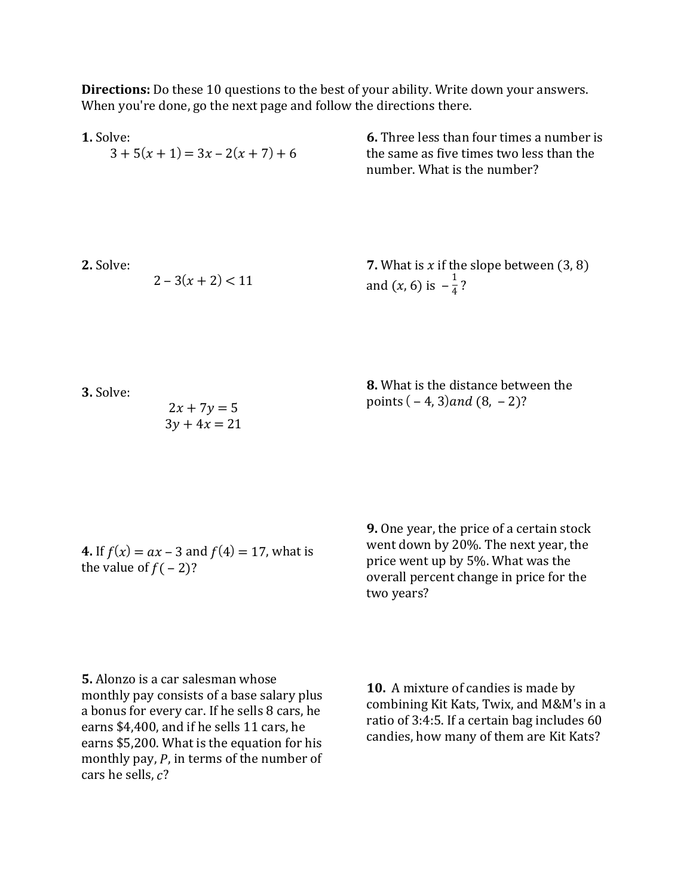**Directions:** Do these 10 questions to the best of your ability. Write down your answers. When you're done, go the next page and follow the directions there.

**1.** Solve:

$$3 + 5(x + 1) = 3x - 2(x + 7) + 6$$

**2.** Solve:

$$2 - 3(x + 2) < 11$$

**3.** Solve:

$$2x + 7y = 5$$
$$3y + 4x = 21$$

**4.** If $f(x) = ax - 3$ and $f(4) = 17$, what is the value of $f(-2)$?

**5.** Alonzo is a car salesman whose monthly pay consists of a base salary plus a bonus for every car. If he sells 8 cars, he earns $4,400, and if he sells 11 cars, he earns $5,200. What is the equation for his monthly pay, $P$, in terms of the number of cars he sells, $c$?

**6.** Three less than four times a number is the same as five times two less than the number. What is the number?

**7.** What is $x$ if the slope between (3, 8) and $(x, 6)$ is $-\frac{1}{4}$?

**8.** What is the distance between the points $(-4, 3)$ *and* $(8, -2)$?

**9.** One year, the price of a certain stock went down by 20%. The next year, the price went up by 5%. What was the overall percent change in price for the two years?

**10.** A mixture of candies is made by combining Kit Kats, Twix, and M&M's in a ratio of 3:4:5. If a certain bag includes 60 candies, how many of them are Kit Kats?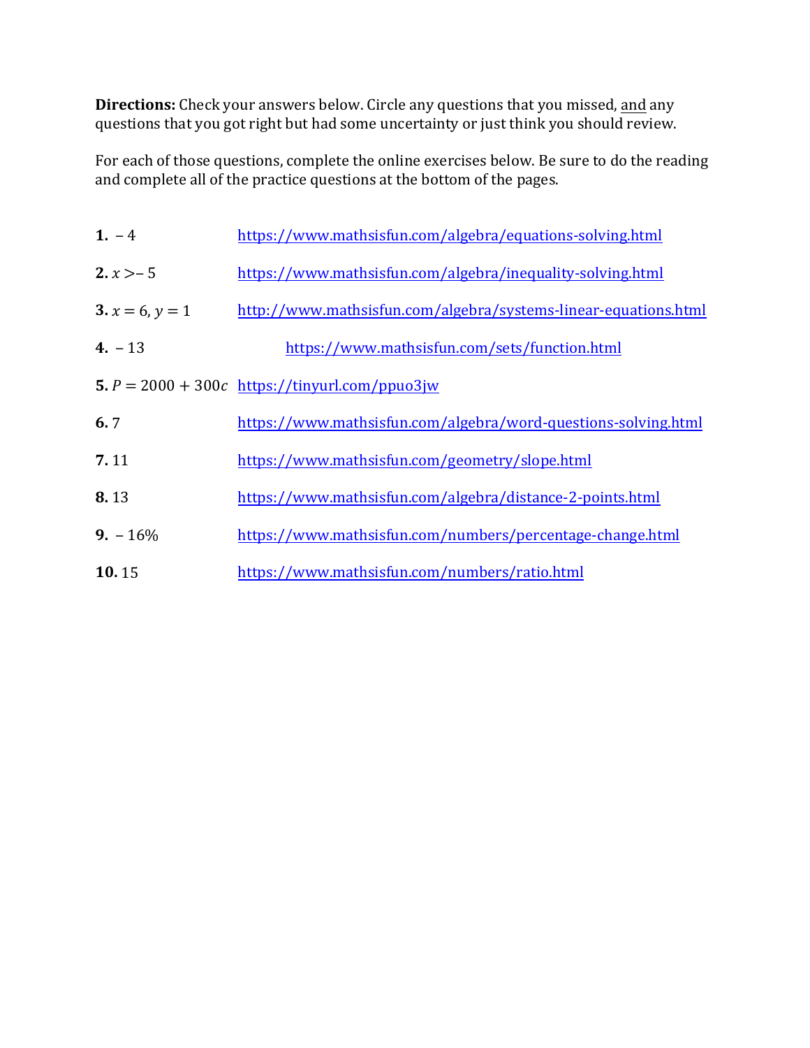**Directions:** Check your answers below. Circle any questions that you missed, and any questions that you got right but had some uncertainty or just think you should review.

For each of those questions, complete the online exercises below. Be sure to do the reading and complete all of the practice questions at the bottom of the pages.

**1.** $-4$ https://www.mathsisfun.com/algebra/equations-solving.html

**2.** $x > -5$ https://www.mathsisfun.com/algebra/inequality-solving.html

**3.** $x = 6, y = 1$ http://www.mathsisfun.com/algebra/systems-linear-equations.html

**4.** $-13$ https://www.mathsisfun.com/sets/function.html

**5.** $P = 2000 + 300c$ https://tinyurl.com/ppuo3jw

**6.** 7 https://www.mathsisfun.com/algebra/word-questions-solving.html

**7.** 11 https://www.mathsisfun.com/geometry/slope.html

**8.** 13 https://www.mathsisfun.com/algebra/distance-2-points.html

**9.** $-16\%$ https://www.mathsisfun.com/numbers/percentage-change.html

**10.** 15 https://www.mathsisfun.com/numbers/ratio.html